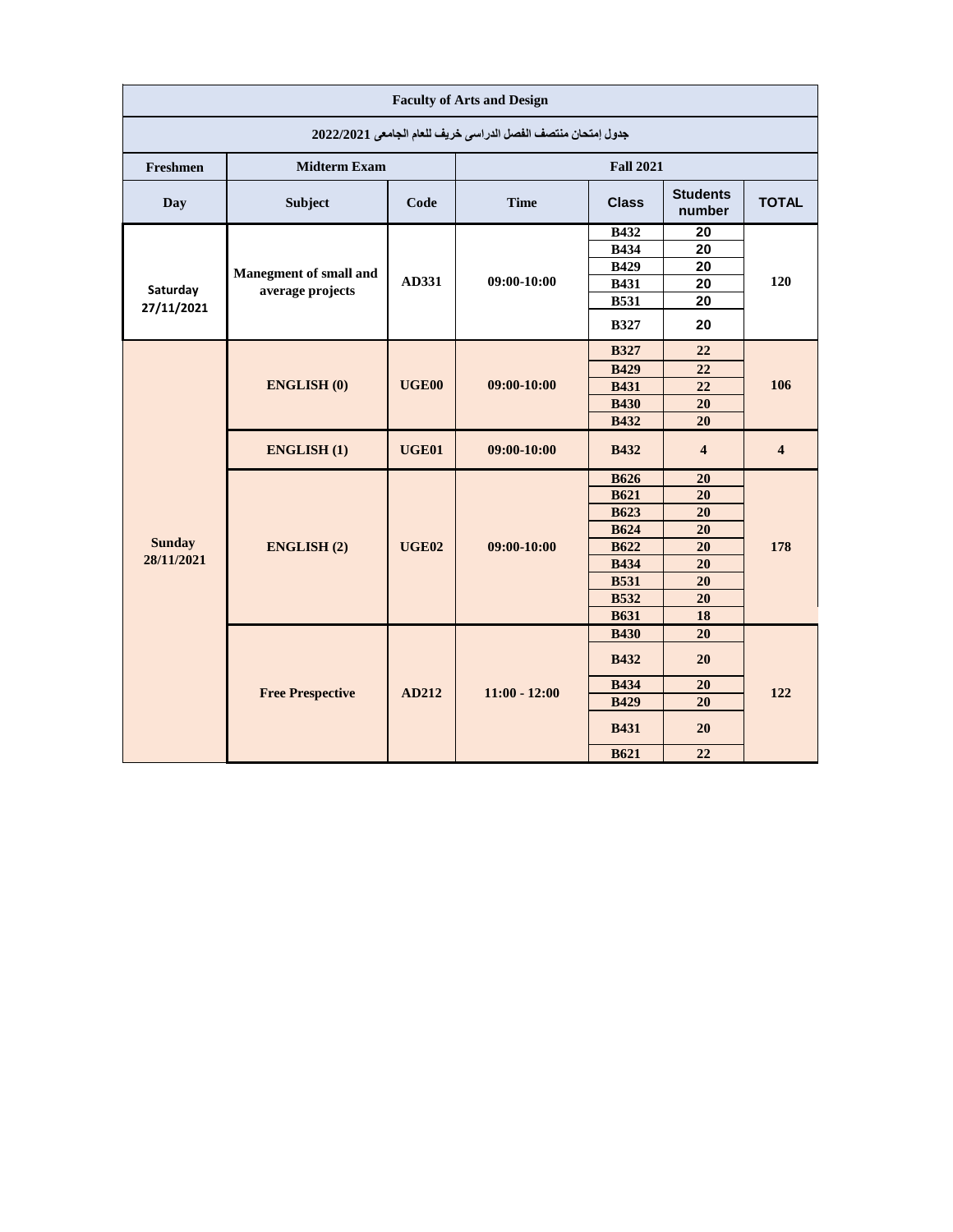| Faculty of Arts and Design | | | | | | |
|---|---|---|---|---|---|---|
| جدول إمتحان منتصف الفصل الدراسى خريف للعام الجامعى 2022/2021 | | | | | | |
| Freshmen | Midterm Exam | | Fall 2021 | | | |
| **Day** | **Subject** | **Code** | **Time** | **Class** | **Students number** | **TOTAL** |
| Saturday 27/11/2021 | Manegment of small and average projects | AD331 | 09:00-10:00 | B432 | 20 | 120 |
| | | | | B434 | 20 | |
| | | | | B429 | 20 | |
| | | | | B431 | 20 | |
| | | | | B531 | 20 | |
| | | | | B327 | 20 | |
| Sunday 28/11/2021 | ENGLISH (0) | UGE00 | 09:00-10:00 | B327 | 22 | 106 |
| | | | | B429 | 22 | |
| | | | | B431 | 22 | |
| | | | | B430 | 20 | |
| | | | | B432 | 20 | |
| | ENGLISH (1) | UGE01 | 09:00-10:00 | B432 | 4 | 4 |
| | ENGLISH (2) | UGE02 | 09:00-10:00 | B626 | 20 | 178 |
| | | | | B621 | 20 | |
| | | | | B623 | 20 | |
| | | | | B624 | 20 | |
| | | | | B622 | 20 | |
| | | | | B434 | 20 | |
| | | | | B531 | 20 | |
| | | | | B532 | 20 | |
| | | | | B631 | 18 | |
| | Free Prespective | AD212 | 11:00 - 12:00 | B430 | 20 | 122 |
| | | | | B432 | 20 | |
| | | | | B434 | 20 | |
| | | | | B429 | 20 | |
| | | | | B431 | 20 | |
| | | | | B621 | 22 | |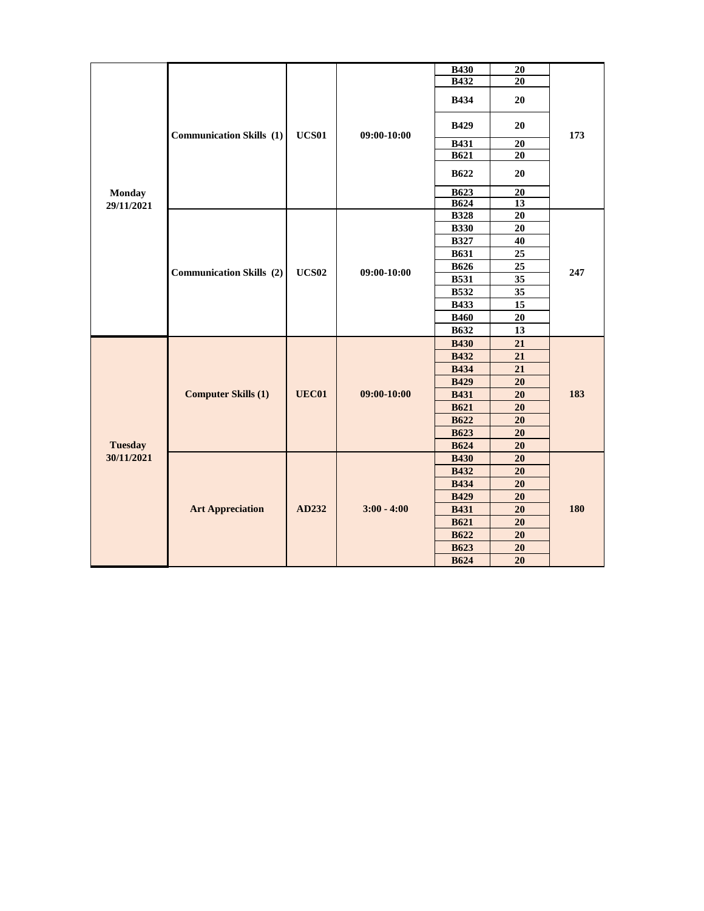| | | | | | | |
|---|---|---|---|---|---|---|
| Monday 29/11/2021 | Communication Skills (1) | UCS01 | 09:00-10:00 | B430 | 20 | 173 |
| | | | | B432 | 20 | |
| | | | | B434 | 20 | |
| | | | | B429 | 20 | |
| | | | | B431 | 20 | |
| | | | | B621 | 20 | |
| | | | | B622 | 20 | |
| | | | | B623 | 20 | |
| | | | | B624 | 13 | |
| | Communication Skills (2) | UCS02 | 09:00-10:00 | B328 | 20 | 247 |
| | | | | B330 | 20 | |
| | | | | B327 | 40 | |
| | | | | B631 | 25 | |
| | | | | B626 | 25 | |
| | | | | B531 | 35 | |
| | | | | B532 | 35 | |
| | | | | B433 | 15 | |
| | | | | B460 | 20 | |
| | | | | B632 | 13 | |
| Tuesday 30/11/2021 | Computer Skills (1) | UEC01 | 09:00-10:00 | B430 | 21 | 183 |
| | | | | B432 | 21 | |
| | | | | B434 | 21 | |
| | | | | B429 | 20 | |
| | | | | B431 | 20 | |
| | | | | B621 | 20 | |
| | | | | B622 | 20 | |
| | | | | B623 | 20 | |
| | | | | B624 | 20 | |
| | Art Appreciation | AD232 | 3:00 - 4:00 | B430 | 20 | 180 |
| | | | | B432 | 20 | |
| | | | | B434 | 20 | |
| | | | | B429 | 20 | |
| | | | | B431 | 20 | |
| | | | | B621 | 20 | |
| | | | | B622 | 20 | |
| | | | | B623 | 20 | |
| | | | | B624 | 20 | |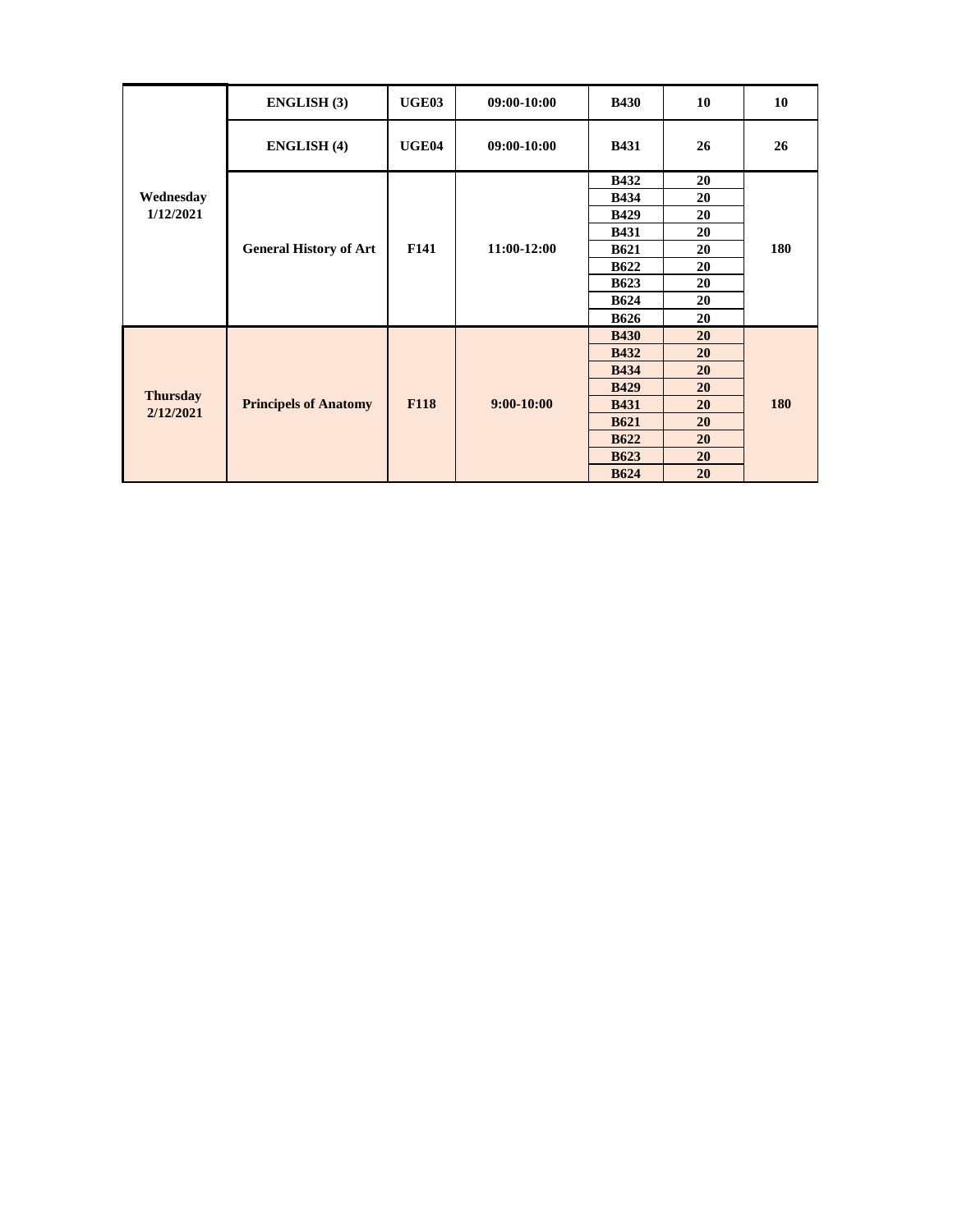| | | | | | | |
|---|---|---|---|---|---|---|
| Wednesday 1/12/2021 | ENGLISH (3) | UGE03 | 09:00-10:00 | B430 | 10 | 10 |
| | ENGLISH (4) | UGE04 | 09:00-10:00 | B431 | 26 | 26 |
| | General History of Art | F141 | 11:00-12:00 | B432 | 20 | 180 |
| | | | | B434 | 20 | |
| | | | | B429 | 20 | |
| | | | | B431 | 20 | |
| | | | | B621 | 20 | |
| | | | | B622 | 20 | |
| | | | | B623 | 20 | |
| | | | | B624 | 20 | |
| | | | | B626 | 20 | |
| Thursday 2/12/2021 | Principels of Anatomy | F118 | 9:00-10:00 | B430 | 20 | 180 |
| | | | | B432 | 20 | |
| | | | | B434 | 20 | |
| | | | | B429 | 20 | |
| | | | | B431 | 20 | |
| | | | | B621 | 20 | |
| | | | | B622 | 20 | |
| | | | | B623 | 20 | |
| | | | | B624 | 20 | |